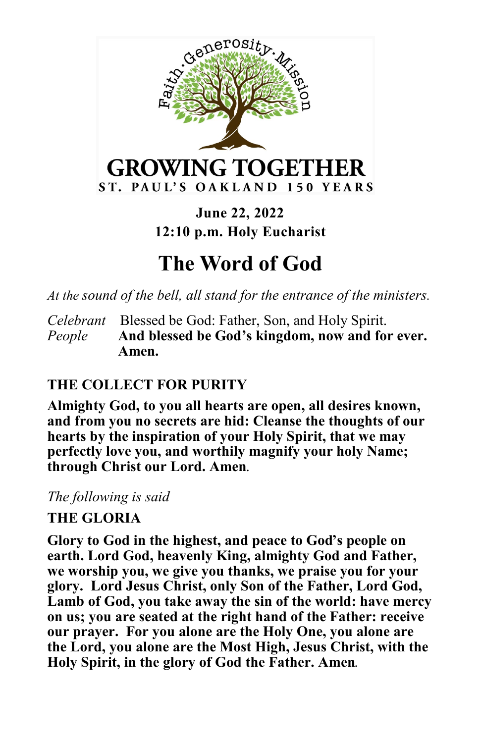Faith · Generosity · Mission

GROWING TOGETHER

ST. PAUL'S OAKLAND 150 YEARS

**June 22, 2022**
**12:10 p.m. Holy Eucharist**

# The Word of God

*At the sound of the bell, all stand for the entrance of the ministers.*

*Celebrant* Blessed be God: Father, Son, and Holy Spirit.
*People* **And blessed be God's kingdom, now and for ever. Amen.**

**THE COLLECT FOR PURITY**

**Almighty God, to you all hearts are open, all desires known, and from you no secrets are hid: Cleanse the thoughts of our hearts by the inspiration of your Holy Spirit, that we may perfectly love you, and worthily magnify your holy Name; through Christ our Lord. Amen.**

*The following is said*

**THE GLORIA**

**Glory to God in the highest, and peace to God's people on earth. Lord God, heavenly King, almighty God and Father, we worship you, we give you thanks, we praise you for your glory. Lord Jesus Christ, only Son of the Father, Lord God, Lamb of God, you take away the sin of the world: have mercy on us; you are seated at the right hand of the Father: receive our prayer. For you alone are the Holy One, you alone are the Lord, you alone are the Most High, Jesus Christ, with the Holy Spirit, in the glory of God the Father. Amen.**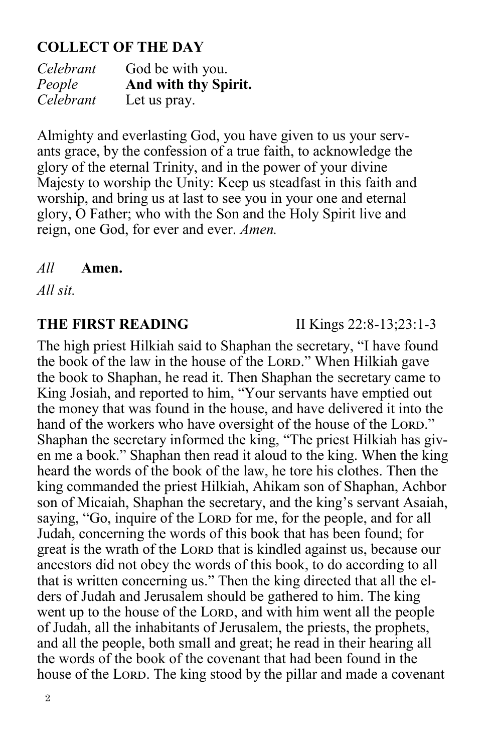## COLLECT OF THE DAY

*Celebrant* God be with you.
*People* **And with thy Spirit.**
*Celebrant* Let us pray.

Almighty and everlasting God, you have given to us your servants grace, by the confession of a true faith, to acknowledge the glory of the eternal Trinity, and in the power of your divine Majesty to worship the Unity: Keep us steadfast in this faith and worship, and bring us at last to see you in your one and eternal glory, O Father; who with the Son and the Holy Spirit live and reign, one God, for ever and ever. *Amen.*

*All* **Amen.**

*All sit.*

## THE FIRST READING II Kings 22:8-13;23:1-3

The high priest Hilkiah said to Shaphan the secretary, "I have found the book of the law in the house of the LORD." When Hilkiah gave the book to Shaphan, he read it. Then Shaphan the secretary came to King Josiah, and reported to him, "Your servants have emptied out the money that was found in the house, and have delivered it into the hand of the workers who have oversight of the house of the LORD." Shaphan the secretary informed the king, "The priest Hilkiah has given me a book." Shaphan then read it aloud to the king. When the king heard the words of the book of the law, he tore his clothes. Then the king commanded the priest Hilkiah, Ahikam son of Shaphan, Achbor son of Micaiah, Shaphan the secretary, and the king's servant Asaiah, saying, "Go, inquire of the LORD for me, for the people, and for all Judah, concerning the words of this book that has been found; for great is the wrath of the LORD that is kindled against us, because our ancestors did not obey the words of this book, to do according to all that is written concerning us." Then the king directed that all the elders of Judah and Jerusalem should be gathered to him. The king went up to the house of the LORD, and with him went all the people of Judah, all the inhabitants of Jerusalem, the priests, the prophets, and all the people, both small and great; he read in their hearing all the words of the book of the covenant that had been found in the house of the LORD. The king stood by the pillar and made a covenant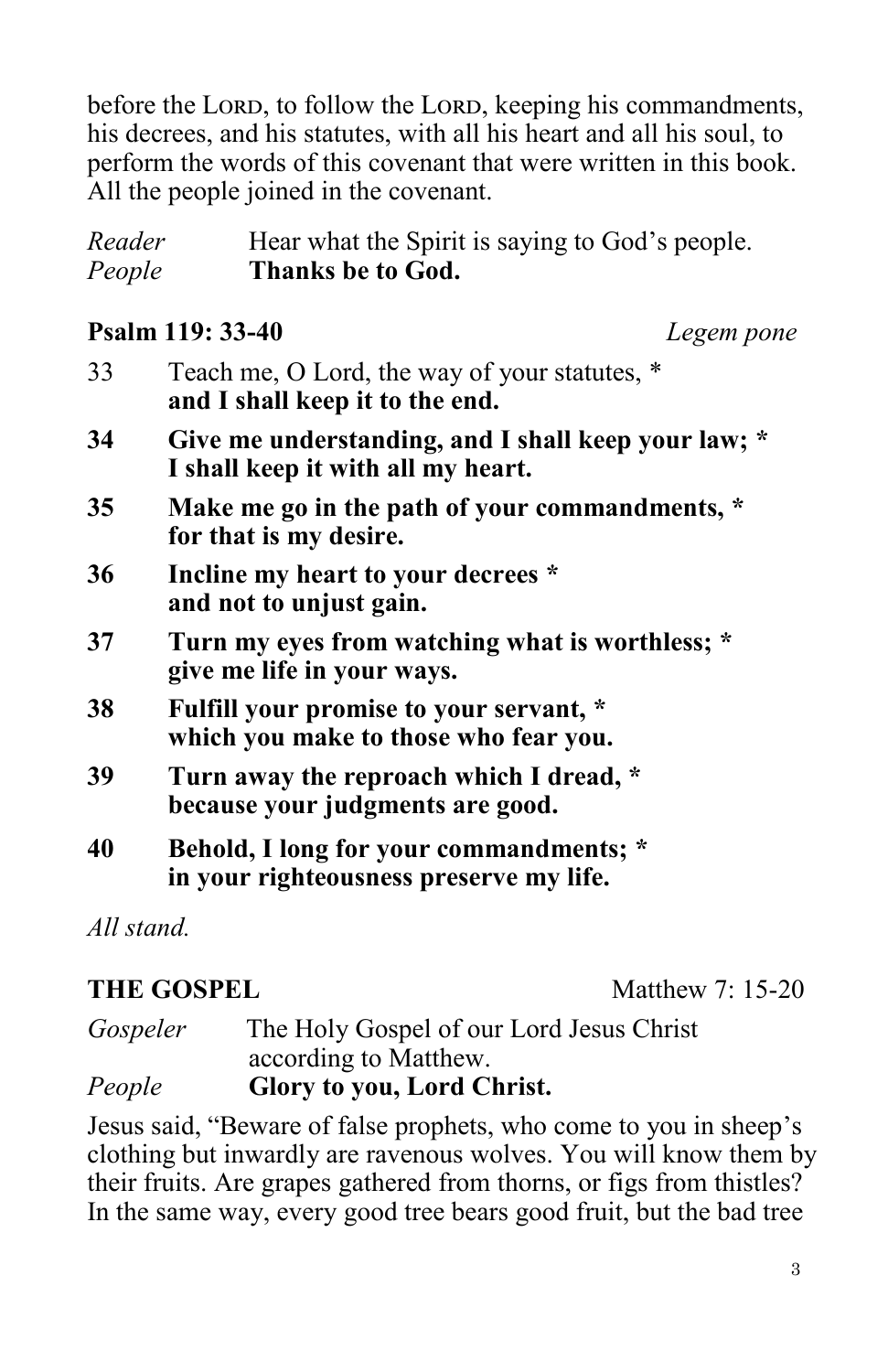before the LORD, to follow the LORD, keeping his commandments, his decrees, and his statutes, with all his heart and all his soul, to perform the words of this covenant that were written in this book. All the people joined in the covenant.

*Reader* Hear what the Spirit is saying to God's people.
*People* **Thanks be to God.**

**Psalm 119: 33-40** *Legem pone*

33 Teach me, O Lord, the way of your statutes, *
**and I shall keep it to the end.**

**34 Give me understanding, and I shall keep your law; *
I shall keep it with all my heart.**

**35 Make me go in the path of your commandments, *
for that is my desire.**

**36 Incline my heart to your decrees *
and not to unjust gain.**

**37 Turn my eyes from watching what is worthless; *
give me life in your ways.**

**38 Fulfill your promise to your servant, *
which you make to those who fear you.**

**39 Turn away the reproach which I dread, *
because your judgments are good.**

**40 Behold, I long for your commandments; *
in your righteousness preserve my life.**

*All stand.*

**THE GOSPEL** Matthew 7: 15-20

*Gospeler* The Holy Gospel of our Lord Jesus Christ according to Matthew.
*People* **Glory to you, Lord Christ.**

Jesus said, "Beware of false prophets, who come to you in sheep's clothing but inwardly are ravenous wolves. You will know them by their fruits. Are grapes gathered from thorns, or figs from thistles? In the same way, every good tree bears good fruit, but the bad tree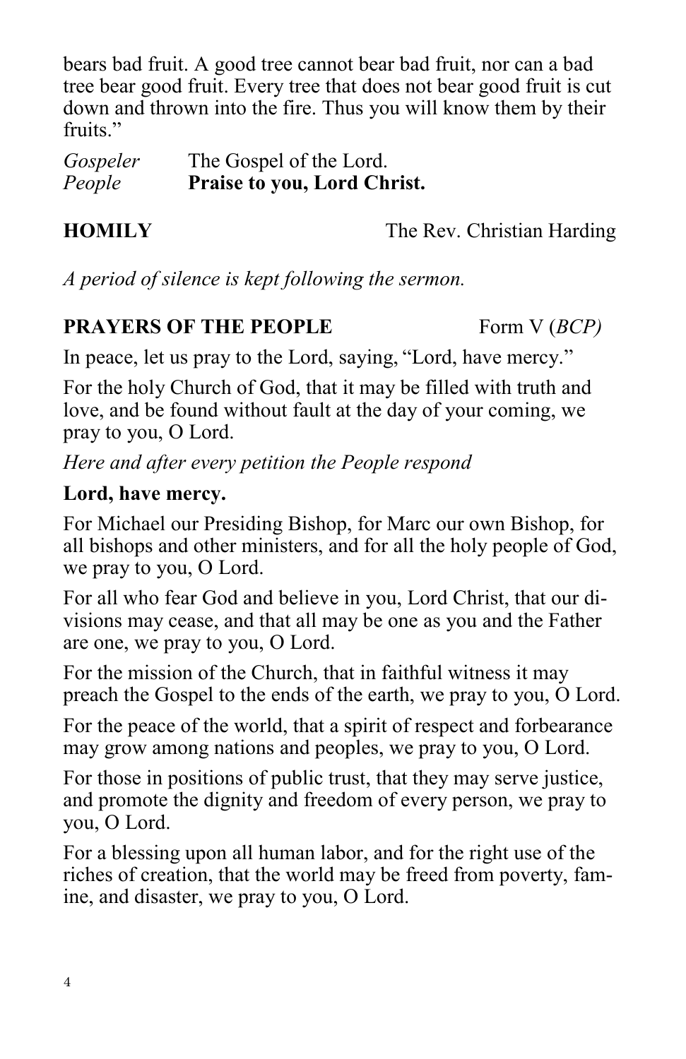bears bad fruit. A good tree cannot bear bad fruit, nor can a bad tree bear good fruit. Every tree that does not bear good fruit is cut down and thrown into the fire. Thus you will know them by their fruits."

*Gospeler* The Gospel of the Lord.
*People* **Praise to you, Lord Christ.**

**HOMILY** The Rev. Christian Harding

*A period of silence is kept following the sermon.*

**PRAYERS OF THE PEOPLE** Form V (*BCP)*

In peace, let us pray to the Lord, saying, "Lord, have mercy."

For the holy Church of God, that it may be filled with truth and love, and be found without fault at the day of your coming, we pray to you, O Lord.

*Here and after every petition the People respond*

**Lord, have mercy.**

For Michael our Presiding Bishop, for Marc our own Bishop, for all bishops and other ministers, and for all the holy people of God, we pray to you, O Lord.

For all who fear God and believe in you, Lord Christ, that our divisions may cease, and that all may be one as you and the Father are one, we pray to you, O Lord.

For the mission of the Church, that in faithful witness it may preach the Gospel to the ends of the earth, we pray to you, O Lord.

For the peace of the world, that a spirit of respect and forbearance may grow among nations and peoples, we pray to you, O Lord.

For those in positions of public trust, that they may serve justice, and promote the dignity and freedom of every person, we pray to you, O Lord.

For a blessing upon all human labor, and for the right use of the riches of creation, that the world may be freed from poverty, famine, and disaster, we pray to you, O Lord.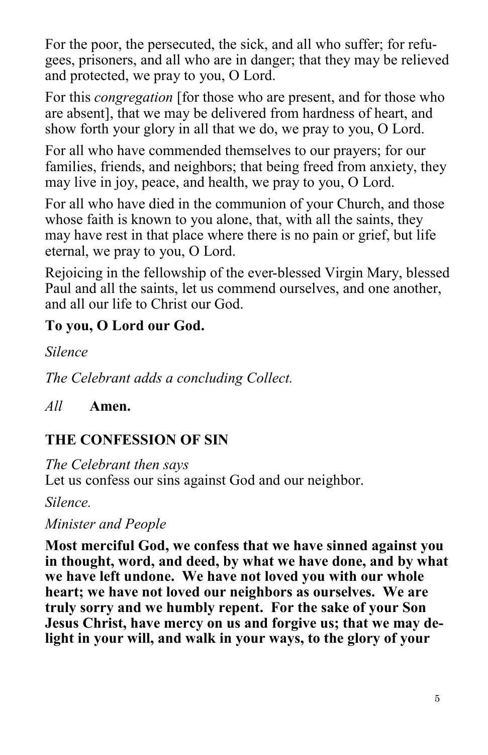For the poor, the persecuted, the sick, and all who suffer; for refugees, prisoners, and all who are in danger; that they may be relieved and protected, we pray to you, O Lord.

For this *congregation* [for those who are present, and for those who are absent], that we may be delivered from hardness of heart, and show forth your glory in all that we do, we pray to you, O Lord.

For all who have commended themselves to our prayers; for our families, friends, and neighbors; that being freed from anxiety, they may live in joy, peace, and health, we pray to you, O Lord.

For all who have died in the communion of your Church, and those whose faith is known to you alone, that, with all the saints, they may have rest in that place where there is no pain or grief, but life eternal, we pray to you, O Lord.

Rejoicing in the fellowship of the ever-blessed Virgin Mary, blessed Paul and all the saints, let us commend ourselves, and one another, and all our life to Christ our God.

**To you, O Lord our God.**

*Silence*

*The Celebrant adds a concluding Collect.*

*All* **Amen.**

## THE CONFESSION OF SIN

*The Celebrant then says*
Let us confess our sins against God and our neighbor.

*Silence.*

*Minister and People*

**Most merciful God, we confess that we have sinned against you in thought, word, and deed, by what we have done, and by what we have left undone. We have not loved you with our whole heart; we have not loved our neighbors as ourselves. We are truly sorry and we humbly repent. For the sake of your Son Jesus Christ, have mercy on us and forgive us; that we may delight in your will, and walk in your ways, to the glory of your**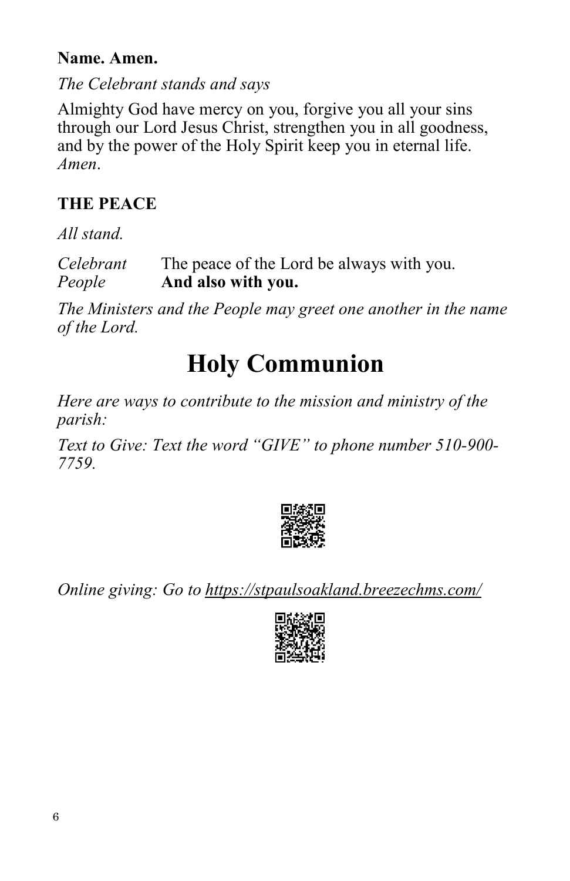**Name. Amen.**

*The Celebrant stands and says*

Almighty God have mercy on you, forgive you all your sins through our Lord Jesus Christ, strengthen you in all goodness, and by the power of the Holy Spirit keep you in eternal life. *Amen*.

**THE PEACE**

*All stand.*

*Celebrant* The peace of the Lord be always with you.
*People* **And also with you.**

*The Ministers and the People may greet one another in the name of the Lord.*

# Holy Communion

*Here are ways to contribute to the mission and ministry of the parish:*

*Text to Give: Text the word "GIVE" to phone number 510-900-7759.*

*Online giving: Go to* https://stpaulsoakland.breezechms.com/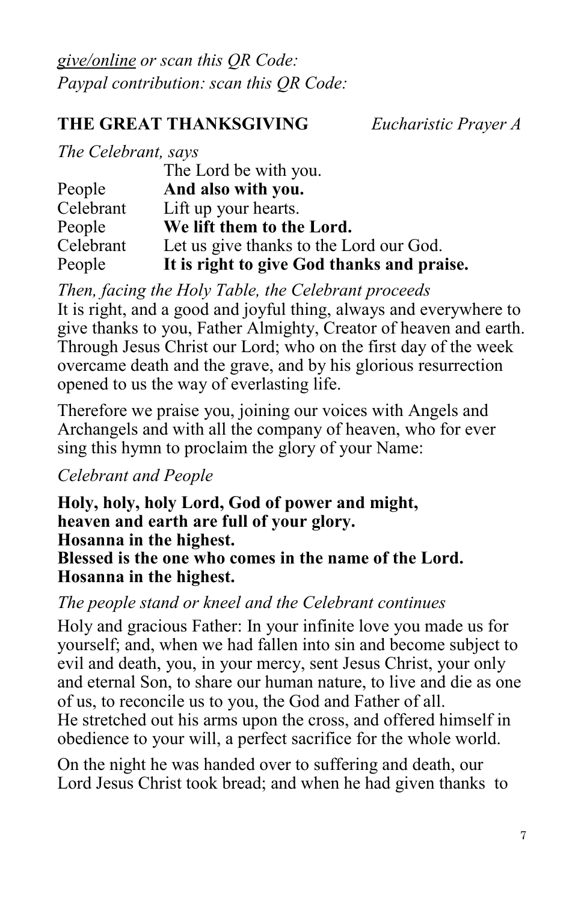*give/online or scan this QR Code:*
*Paypal contribution: scan this QR Code:*

**THE GREAT THANKSGIVING** *Eucharistic Prayer A*

*The Celebrant, says*

| | |
|---|---|
| | The Lord be with you. |
| People | **And also with you.** |
| Celebrant | Lift up your hearts. |
| People | **We lift them to the Lord.** |
| Celebrant | Let us give thanks to the Lord our God. |
| People | **It is right to give God thanks and praise.** |

*Then, facing the Holy Table, the Celebrant proceeds*

It is right, and a good and joyful thing, always and everywhere to give thanks to you, Father Almighty, Creator of heaven and earth. Through Jesus Christ our Lord; who on the first day of the week overcame death and the grave, and by his glorious resurrection opened to us the way of everlasting life.

Therefore we praise you, joining our voices with Angels and Archangels and with all the company of heaven, who for ever sing this hymn to proclaim the glory of your Name:

*Celebrant and People*

**Holy, holy, holy Lord, God of power and might,**
**heaven and earth are full of your glory.**
**Hosanna in the highest.**
**Blessed is the one who comes in the name of the Lord.**
**Hosanna in the highest.**

*The people stand or kneel and the Celebrant continues*

Holy and gracious Father: In your infinite love you made us for yourself; and, when we had fallen into sin and become subject to evil and death, you, in your mercy, sent Jesus Christ, your only and eternal Son, to share our human nature, to live and die as one of us, to reconcile us to you, the God and Father of all.
He stretched out his arms upon the cross, and offered himself in obedience to your will, a perfect sacrifice for the whole world.

On the night he was handed over to suffering and death, our Lord Jesus Christ took bread; and when he had given thanks to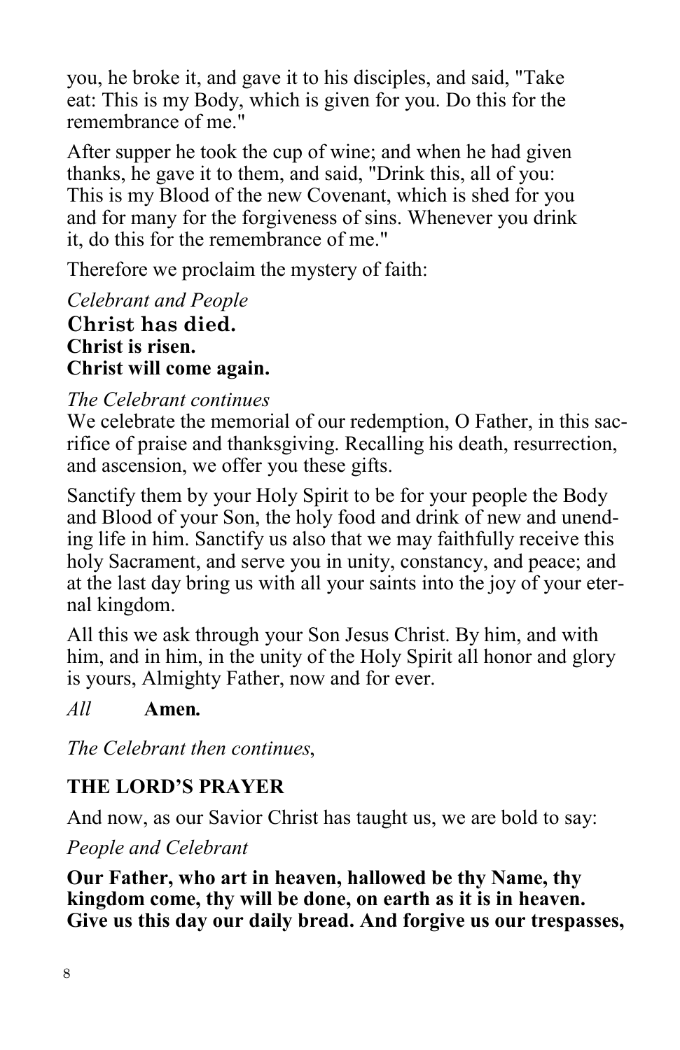you, he broke it, and gave it to his disciples, and said, "Take eat: This is my Body, which is given for you. Do this for the remembrance of me."

After supper he took the cup of wine; and when he had given thanks, he gave it to them, and said, "Drink this, all of you: This is my Blood of the new Covenant, which is shed for you and for many for the forgiveness of sins. Whenever you drink it, do this for the remembrance of me."

Therefore we proclaim the mystery of faith:

*Celebrant and People*
**Christ has died.**
**Christ is risen.**
**Christ will come again.**

*The Celebrant continues*
We celebrate the memorial of our redemption, O Father, in this sacrifice of praise and thanksgiving. Recalling his death, resurrection, and ascension, we offer you these gifts.

Sanctify them by your Holy Spirit to be for your people the Body and Blood of your Son, the holy food and drink of new and unending life in him. Sanctify us also that we may faithfully receive this holy Sacrament, and serve you in unity, constancy, and peace; and at the last day bring us with all your saints into the joy of your eternal kingdom.

All this we ask through your Son Jesus Christ. By him, and with him, and in him, in the unity of the Holy Spirit all honor and glory is yours, Almighty Father, now and for ever.

*All* **Amen.**

*The Celebrant then continues*,

## THE LORD'S PRAYER

And now, as our Savior Christ has taught us, we are bold to say:

*People and Celebrant*

**Our Father, who art in heaven, hallowed be thy Name, thy kingdom come, thy will be done, on earth as it is in heaven. Give us this day our daily bread. And forgive us our trespasses,**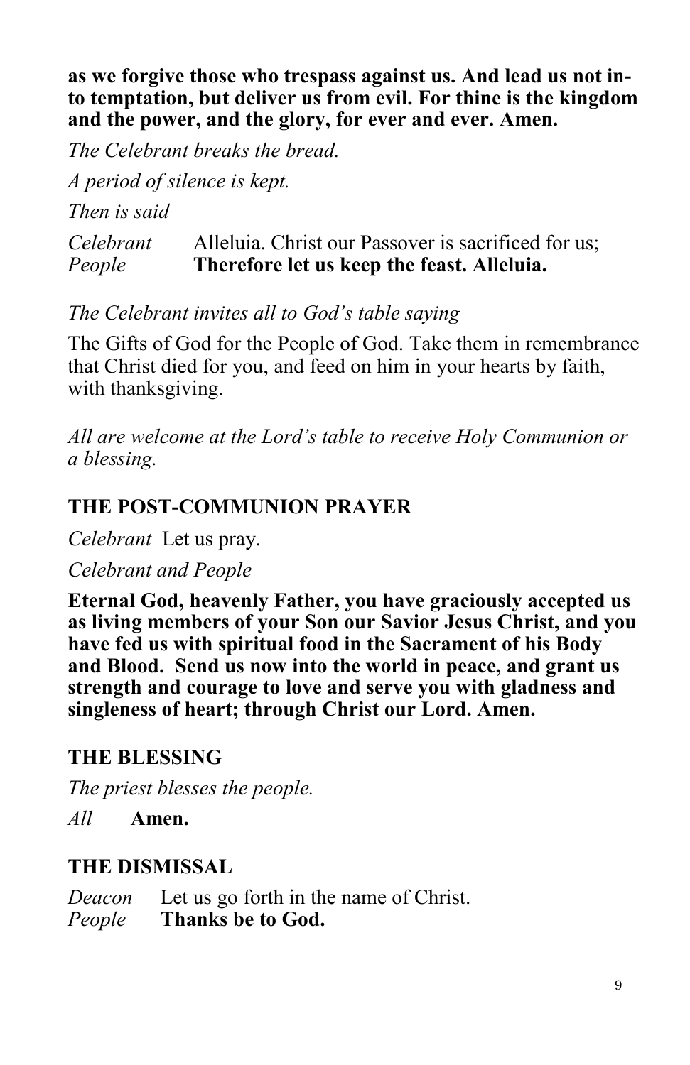**as we forgive those who trespass against us. And lead us not into temptation, but deliver us from evil. For thine is the kingdom and the power, and the glory, for ever and ever. Amen.**

*The Celebrant breaks the bread.*

*A period of silence is kept.*

*Then is said*

*Celebrant* Alleluia. Christ our Passover is sacrificed for us;
*People* **Therefore let us keep the feast. Alleluia.**

*The Celebrant invites all to God's table saying*

The Gifts of God for the People of God. Take them in remembrance that Christ died for you, and feed on him in your hearts by faith, with thanksgiving.

*All are welcome at the Lord's table to receive Holy Communion or a blessing.*

## THE POST-COMMUNION PRAYER

*Celebrant* Let us pray.

*Celebrant and People*

**Eternal God, heavenly Father, you have graciously accepted us as living members of your Son our Savior Jesus Christ, and you have fed us with spiritual food in the Sacrament of his Body and Blood. Send us now into the world in peace, and grant us strength and courage to love and serve you with gladness and singleness of heart; through Christ our Lord. Amen.**

## THE BLESSING

*The priest blesses the people.*

*All* **Amen.**

## THE DISMISSAL

*Deacon* Let us go forth in the name of Christ.
*People* **Thanks be to God.**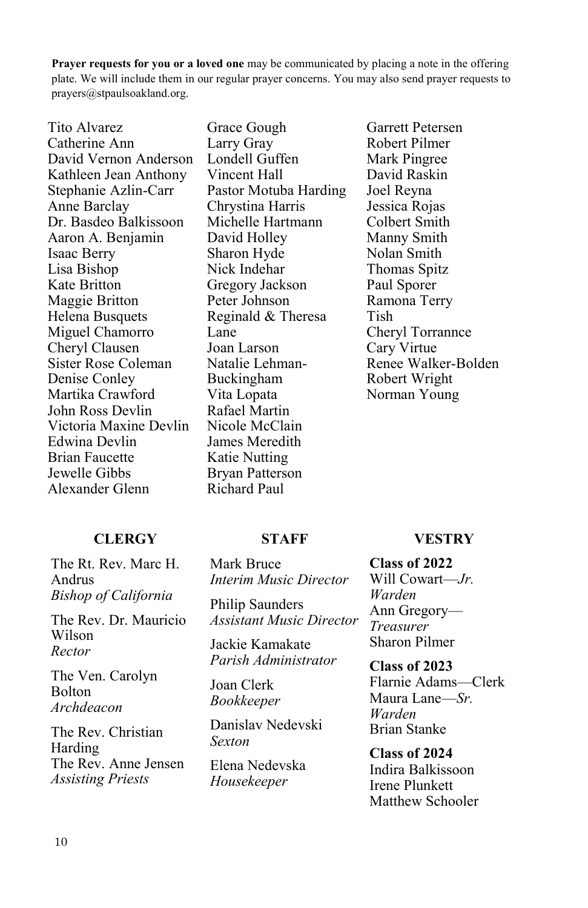**Prayer requests for you or a loved one** may be communicated by placing a note in the offering plate. We will include them in our regular prayer concerns. You may also send prayer requests to prayers@stpaulsoakland.org.

Tito Alvarez
Catherine Ann
David Vernon Anderson
Kathleen Jean Anthony
Stephanie Azlin-Carr
Anne Barclay
Dr. Basdeo Balkissoon
Aaron A. Benjamin
Isaac Berry
Lisa Bishop
Kate Britton
Maggie Britton
Helena Busquets
Miguel Chamorro
Cheryl Clausen
Sister Rose Coleman
Denise Conley
Martika Crawford
John Ross Devlin
Victoria Maxine Devlin
Edwina Devlin
Brian Faucette
Jewelle Gibbs
Alexander Glenn
Grace Gough
Larry Gray
Londell Guffen
Vincent Hall
Pastor Motuba Harding
Chrystina Harris
Michelle Hartmann
David Holley
Sharon Hyde
Nick Indehar
Gregory Jackson
Peter Johnson
Reginald & Theresa Lane
Joan Larson
Natalie Lehman-Buckingham
Vita Lopata
Rafael Martin
Nicole McClain
James Meredith
Katie Nutting
Bryan Patterson
Richard Paul
Garrett Petersen
Robert Pilmer
Mark Pingree
David Raskin
Joel Reyna
Jessica Rojas
Colbert Smith
Manny Smith
Nolan Smith
Thomas Spitz
Paul Sporer
Ramona Terry
Tish
Cheryl Torrannce
Cary Virtue
Renee Walker-Bolden
Robert Wright
Norman Young

**CLERGY**

The Rt. Rev. Marc H. Andrus
*Bishop of California*

The Rev. Dr. Mauricio Wilson
*Rector*

The Ven. Carolyn Bolton
*Archdeacon*

The Rev. Christian Harding
The Rev. Anne Jensen
*Assisting Priests*

**STAFF**

Mark Bruce
*Interim Music Director*

Philip Saunders
*Assistant Music Director*

Jackie Kamakate
*Parish Administrator*

Joan Clerk
*Bookkeeper*

Danislav Nedevski
*Sexton*

Elena Nedevska
*Housekeeper*

**VESTRY**

**Class of 2022**
Will Cowart—*Jr. Warden*
Ann Gregory—*Treasurer*
Sharon Pilmer

**Class of 2023**
Flarnie Adams—Clerk
Maura Lane—*Sr. Warden*
Brian Stanke

**Class of 2024**
Indira Balkissoon
Irene Plunkett
Matthew Schooler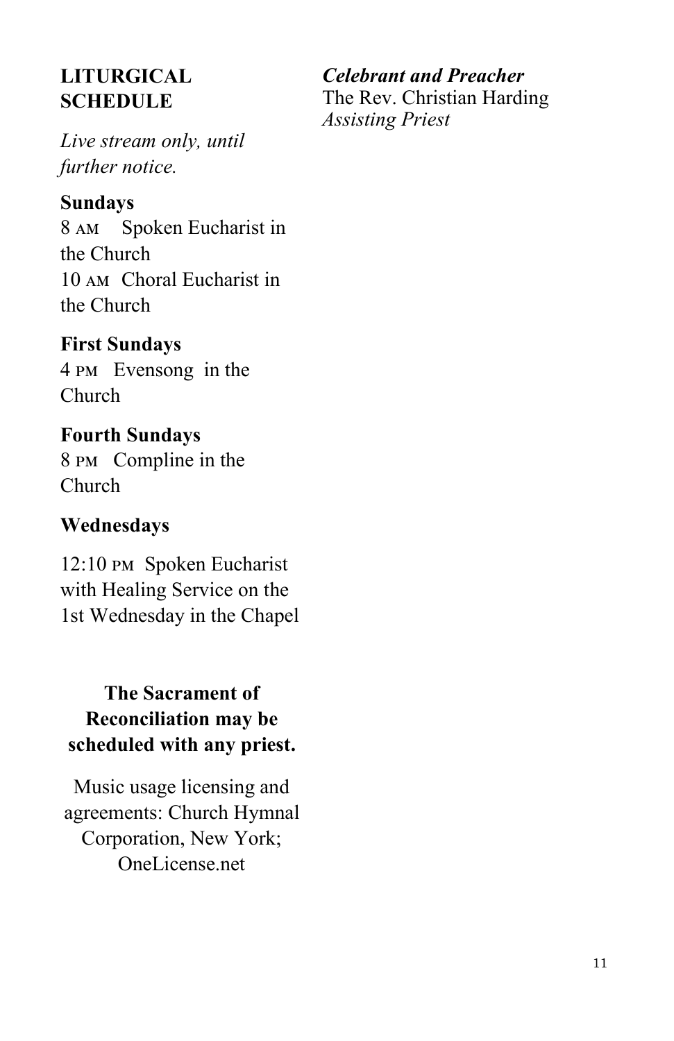## LITURGICAL SCHEDULE

*Live stream only, until further notice.*

**Sundays**
8 AM Spoken Eucharist in the Church
10 AM Choral Eucharist in the Church

**First Sundays**
4 PM Evensong in the Church

**Fourth Sundays**
8 PM Compline in the Church

**Wednesdays**

12:10 PM Spoken Eucharist with Healing Service on the 1st Wednesday in the Chapel

**The Sacrament of Reconciliation may be scheduled with any priest.**

Music usage licensing and agreements: Church Hymnal Corporation, New York; OneLicense.net

***Celebrant and Preacher***
The Rev. Christian Harding
*Assisting Priest*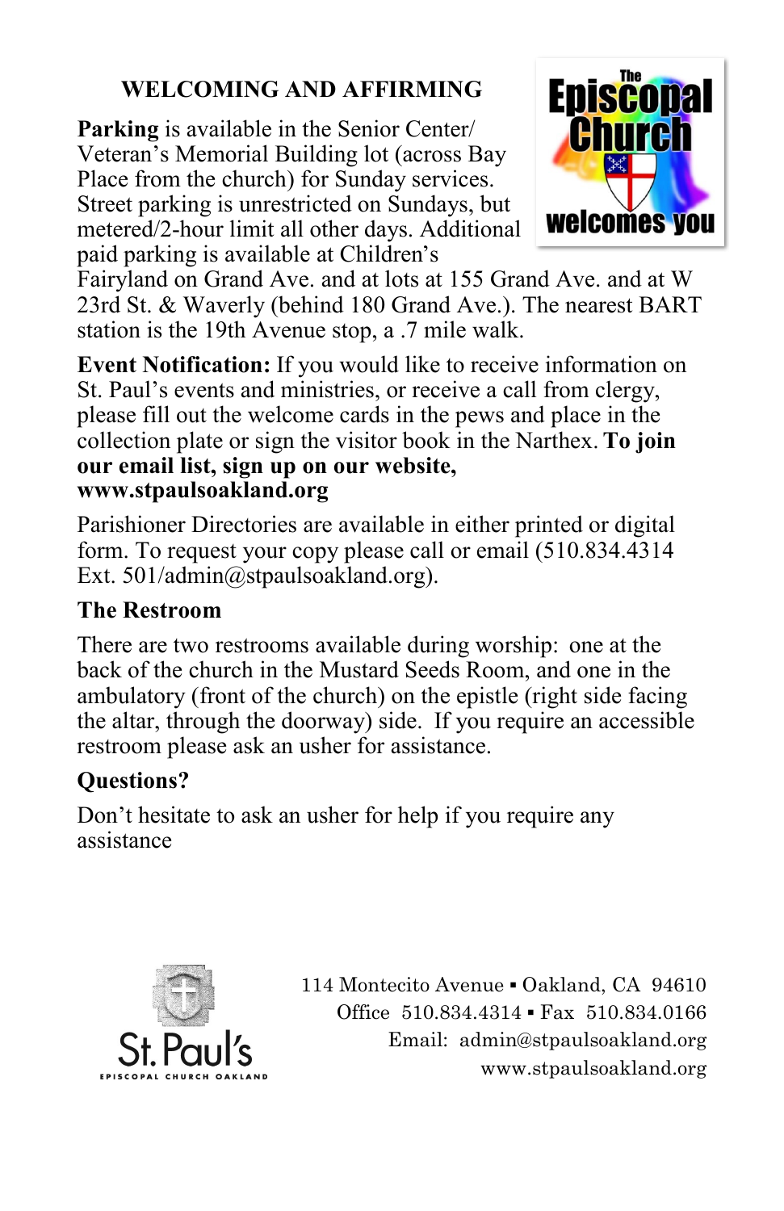## WELCOMING AND AFFIRMING

**Parking** is available in the Senior Center/ Veteran's Memorial Building lot (across Bay Place from the church) for Sunday services. Street parking is unrestricted on Sundays, but metered/2-hour limit all other days. Additional paid parking is available at Children's Fairyland on Grand Ave. and at lots at 155 Grand Ave. and at W 23rd St. & Waverly (behind 180 Grand Ave.). The nearest BART station is the 19th Avenue stop, a .7 mile walk.

**Event Notification:** If you would like to receive information on St. Paul's events and ministries, or receive a call from clergy, please fill out the welcome cards in the pews and place in the collection plate or sign the visitor book in the Narthex. **To join our email list, sign up on our website, www.stpaulsoakland.org**

Parishioner Directories are available in either printed or digital form. To request your copy please call or email (510.834.4314 Ext. 501/admin@stpaulsoakland.org).

### The Restroom

There are two restrooms available during worship: one at the back of the church in the Mustard Seeds Room, and one in the ambulatory (front of the church) on the epistle (right side facing the altar, through the doorway) side. If you require an accessible restroom please ask an usher for assistance.

### Questions?

Don't hesitate to ask an usher for help if you require any assistance

St. Paul's EPISCOPAL CHURCH OAKLAND

114 Montecito Avenue ▪ Oakland, CA 94610
Office 510.834.4314 ▪ Fax 510.834.0166
Email: admin@stpaulsoakland.org
www.stpaulsoakland.org